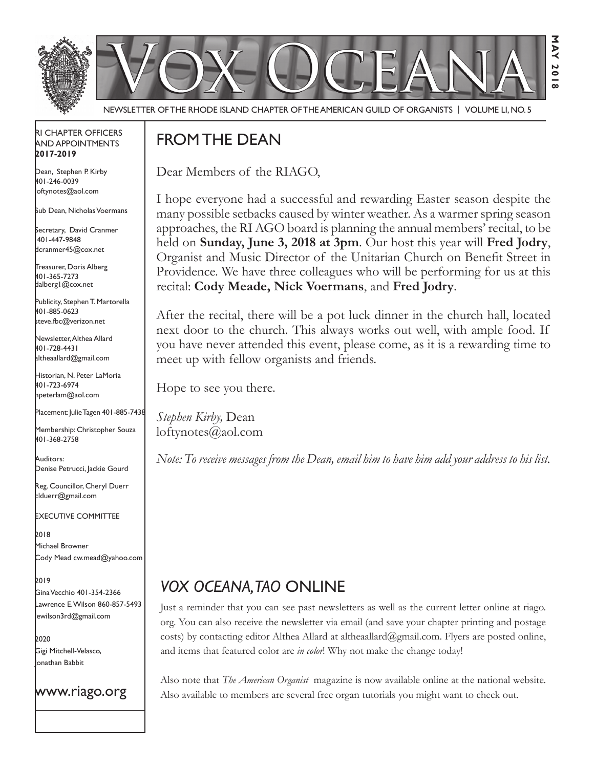# VOX OCEANA

NEWSLETTER OF THE RHODE ISLAND CHAPTER OF THE AMERICAN GUILD OF ORGANISTS | VOLUME LI, NO. 5

MAY 2018

RI CHAPTER OFFICERS AND APPOINTMENTS
**2017-2019**

Dean, Stephen P. Kirby
401-246-0039
loftynotes@aol.com

Sub Dean, Nicholas Voermans

Secretary, David Cranmer
401-447-9848
dcranmer45@cox.net

Treasurer, Doris Alberg
401-365-7273
dalberg1@cox.net

Publicity, Stephen T. Martorella
401-885-0623
steve.fbc@verizon.net

Newsletter, Althea Allard
401-728-4431
altheaallard@gmail.com

Historian, N. Peter LaMoria
401-723-6974
npeterlam@aol.com

Placement: Julie Tagen 401-885-7438

Membership: Christopher Souza
401-368-2758

Auditors:
Denise Petrucci, Jackie Gourd

Reg. Councillor, Cheryl Duerr
clduerr@gmail.com

EXECUTIVE COMMITTEE

2018
Michael Browner
Cody Mead cw.mead@yahoo.com

2019
Gina Vecchio 401-354-2366
Lawrence E. Wilson 860-857-5493
lewilson3rd@gmail.com

2020
Gigi Mitchell-Velasco,
Jonathan Babbit

www.riago.org

## FROM THE DEAN

Dear Members of the RIAGO,

I hope everyone had a successful and rewarding Easter season despite the many possible setbacks caused by winter weather. As a warmer spring season approaches, the RI AGO board is planning the annual members' recital, to be held on **Sunday, June 3, 2018 at 3pm**. Our host this year will **Fred Jodry**, Organist and Music Director of the Unitarian Church on Benefit Street in Providence. We have three colleagues who will be performing for us at this recital: **Cody Meade, Nick Voermans**, and **Fred Jodry**.

After the recital, there will be a pot luck dinner in the church hall, located next door to the church. This always works out well, with ample food. If you have never attended this event, please come, as it is a rewarding time to meet up with fellow organists and friends.

Hope to see you there.

*Stephen Kirby,* Dean
loftynotes@aol.com

*Note: To receive messages from the Dean, email him to have him add your address to his list.*

## *VOX OCEANA, TAO* ONLINE

Just a reminder that you can see past newsletters as well as the current letter online at riago.org. You can also receive the newsletter via email (and save your chapter printing and postage costs) by contacting editor Althea Allard at altheaallard@gmail.com. Flyers are posted online, and items that featured color are *in color*! Why not make the change today!

Also note that *The American Organist* magazine is now available online at the national website. Also available to members are several free organ tutorials you might want to check out.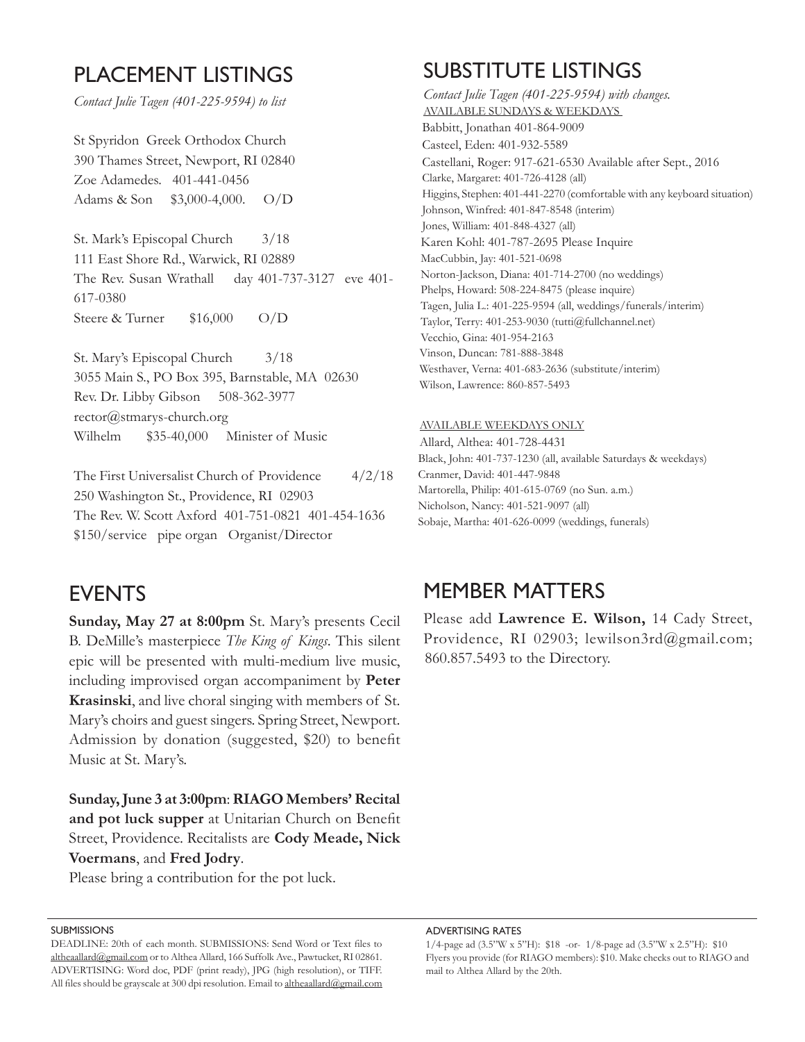## PLACEMENT LISTINGS

*Contact Julie Tagen (401-225-9594) to list*

St Spyridon Greek Orthodox Church
390 Thames Street, Newport, RI 02840
Zoe Adamedes. 401-441-0456
Adams & Son $3,000-4,000. O/D

St. Mark's Episcopal Church 3/18
111 East Shore Rd., Warwick, RI 02889
The Rev. Susan Wrathall day 401-737-3127 eve 401-617-0380
Steere & Turner $16,000 O/D

St. Mary's Episcopal Church 3/18
3055 Main S., PO Box 395, Barnstable, MA 02630
Rev. Dr. Libby Gibson 508-362-3977
rector@stmarys-church.org
Wilhelm $35-40,000 Minister of Music

The First Universalist Church of Providence 4/2/18
250 Washington St., Providence, RI 02903
The Rev. W. Scott Axford 401-751-0821 401-454-1636
$150/service pipe organ Organist/Director

## SUBSTITUTE LISTINGS

*Contact Julie Tagen (401-225-9594) with changes.*

AVAILABLE SUNDAYS & WEEKDAYS

Babbitt, Jonathan 401-864-9009
Casteel, Eden: 401-932-5589
Castellani, Roger: 917-621-6530 Available after Sept., 2016
Clarke, Margaret: 401-726-4128 (all)
Higgins, Stephen: 401-441-2270 (comfortable with any keyboard situation)
Johnson, Winfred: 401-847-8548 (interim)
Jones, William: 401-848-4327 (all)
Karen Kohl: 401-787-2695 Please Inquire
MacCubbin, Jay: 401-521-0698
Norton-Jackson, Diana: 401-714-2700 (no weddings)
Phelps, Howard: 508-224-8475 (please inquire)
Tagen, Julia L.: 401-225-9594 (all, weddings/funerals/interim)
Taylor, Terry: 401-253-9030 (tutti@fullchannel.net)
Vecchio, Gina: 401-954-2163
Vinson, Duncan: 781-888-3848
Westhaver, Verna: 401-683-2636 (substitute/interim)
Wilson, Lawrence: 860-857-5493

AVAILABLE WEEKDAYS ONLY

Allard, Althea: 401-728-4431
Black, John: 401-737-1230 (all, available Saturdays & weekdays)
Cranmer, David: 401-447-9848
Martorella, Philip: 401-615-0769 (no Sun. a.m.)
Nicholson, Nancy: 401-521-9097 (all)
Sobaje, Martha: 401-626-0099 (weddings, funerals)

## EVENTS

**Sunday, May 27 at 8:00pm** St. Mary's presents Cecil B. DeMille's masterpiece *The King of Kings*. This silent epic will be presented with multi-medium live music, including improvised organ accompaniment by **Peter Krasinski**, and live choral singing with members of St. Mary's choirs and guest singers. Spring Street, Newport. Admission by donation (suggested, $20) to benefit Music at St. Mary's.

**Sunday, June 3 at 3:00pm**: **RIAGO Members' Recital and pot luck supper** at Unitarian Church on Benefit Street, Providence. Recitalists are **Cody Meade, Nick Voermans**, and **Fred Jodry**.
Please bring a contribution for the pot luck.

## MEMBER MATTERS

Please add **Lawrence E. Wilson,** 14 Cady Street, Providence, RI 02903; lewilson3rd@gmail.com; 860.857.5493 to the Directory.

SUBMISSIONS

DEADLINE: 20th of each month. SUBMISSIONS: Send Word or Text files to altheaallard@gmail.com or to Althea Allard, 166 Suffolk Ave., Pawtucket, RI 02861. ADVERTISING: Word doc, PDF (print ready), JPG (high resolution), or TIFF. All files should be grayscale at 300 dpi resolution. Email to altheaallard@gmail.com

ADVERTISING RATES

1/4-page ad (3.5"W x 5"H): $18 -or- 1/8-page ad (3.5"W x 2.5"H): $10
Flyers you provide (for RIAGO members): $10. Make checks out to RIAGO and mail to Althea Allard by the 20th.